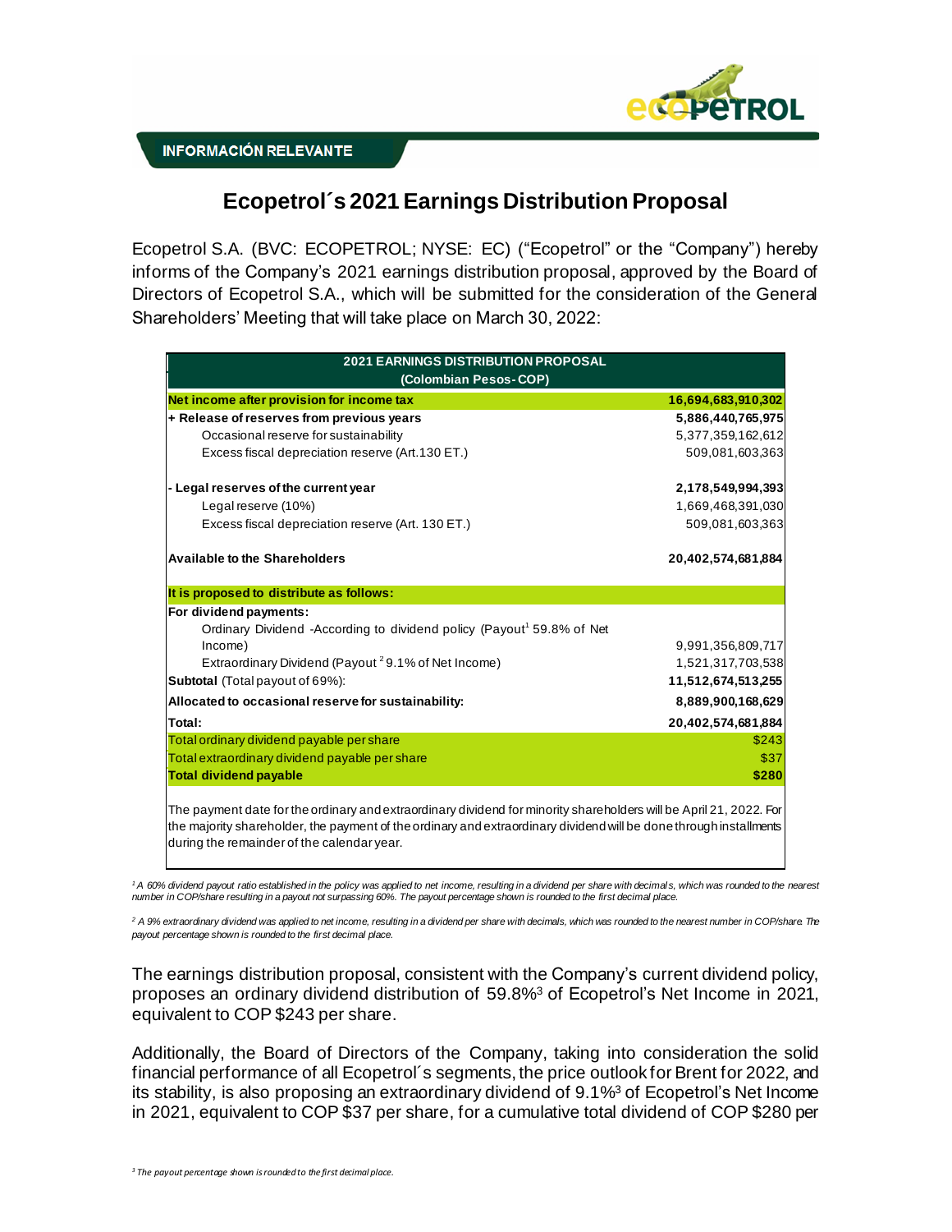INFORMACIÓN RELEVANTE

# Ecopetrol´s 2021 Earnings Distribution Proposal

Ecopetrol S.A. (BVC: ECOPETROL; NYSE: EC) ("Ecopetrol" or the "Company") hereby informs of the Company's 2021 earnings distribution proposal, approved by the Board of Directors of Ecopetrol S.A., which will be submitted for the consideration of the General Shareholders' Meeting that will take place on March 30, 2022:

| 2021 EARNINGS DISTRIBUTION PROPOSAL (Colombian Pesos- COP) | |
|---|---|
| **Net income after provision for income tax** | **16,694,683,910,302** |
| **+ Release of reserves from previous years** | **5,886,440,765,975** |
| Occasional reserve for sustainability | 5,377,359,162,612 |
| Excess fiscal depreciation reserve (Art.130 ET.) | 509,081,603,363 |
| **- Legal reserves of the current year** | **2,178,549,994,393** |
| Legal reserve (10%) | 1,669,468,391,030 |
| Excess fiscal depreciation reserve (Art. 130 ET.) | 509,081,603,363 |
| **Available to the Shareholders** | **20,402,574,681,884** |
| **It is proposed to distribute as follows:** | |
| **For dividend payments:** | |
| Ordinary Dividend -According to dividend policy (Payout[1] 59.8% of Net Income) | 9,991,356,809,717 |
| Extraordinary Dividend (Payout[2] 9.1% of Net Income) | 1,521,317,703,538 |
| **Subtotal** (Total payout of 69%): | **11,512,674,513,255** |
| **Allocated to occasional reserve for sustainability:** | **8,889,900,168,629** |
| **Total:** | **20,402,574,681,884** |
| Total ordinary dividend payable per share | $243 |
| Total extraordinary dividend payable per share | $37 |
| **Total dividend payable** | **$280** |

The payment date for the ordinary and extraordinary dividend for minority shareholders will be April 21, 2022. For the majority shareholder, the payment of the ordinary and extraordinary dividend will be done through installments during the remainder of the calendar year.

*[1] A 60% dividend payout ratio established in the policy was applied to net income, resulting in a dividend per share with decimals, which was rounded to the nearest number in COP/share resulting in a payout not surpassing 60%. The payout percentage shown is rounded to the first decimal place.*

*[2] A 9% extraordinary dividend was applied to net income, resulting in a dividend per share with decimals, which was rounded to the nearest number in COP/share. The payout percentage shown is rounded to the first decimal place.*

The earnings distribution proposal, consistent with the Company's current dividend policy, proposes an ordinary dividend distribution of 59.8%[3] of Ecopetrol's Net Income in 2021, equivalent to COP $243 per share.

Additionally, the Board of Directors of the Company, taking into consideration the solid financial performance of all Ecopetrol´s segments, the price outlook for Brent for 2022, and its stability, is also proposing an extraordinary dividend of 9.1%[3] of Ecopetrol's Net Income in 2021, equivalent to COP $37 per share, for a cumulative total dividend of COP $280 per

*[3] The payout percentage shown is rounded to the first decimal place.*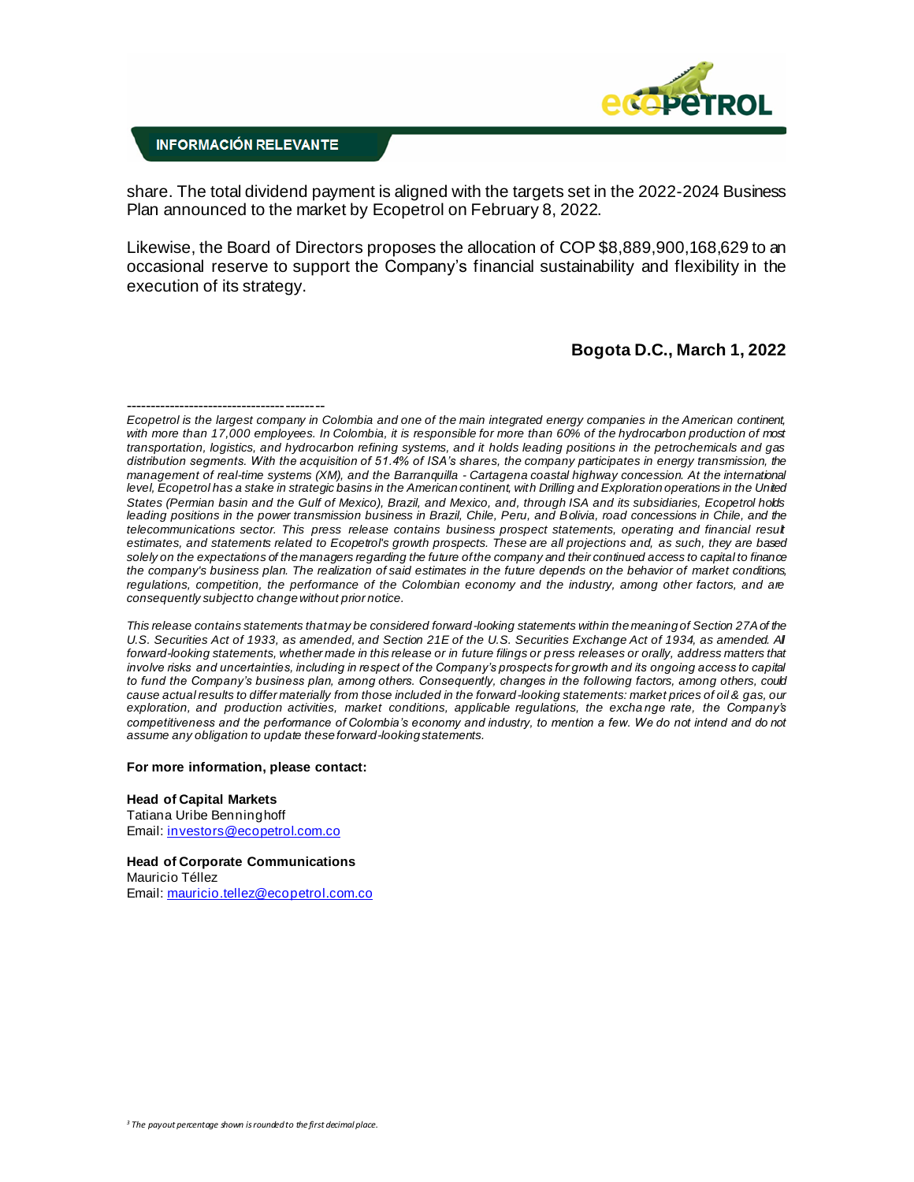share. The total dividend payment is aligned with the targets set in the 2022-2024 Business Plan announced to the market by Ecopetrol on February 8, 2022.

Likewise, the Board of Directors proposes the allocation of COP $8,889,900,168,629 to an occasional reserve to support the Company's financial sustainability and flexibility in the execution of its strategy.

**Bogota D.C., March 1, 2022**

-----------------------------------------

*Ecopetrol is the largest company in Colombia and one of the main integrated energy companies in the American continent, with more than 17,000 employees. In Colombia, it is responsible for more than 60% of the hydrocarbon production of most transportation, logistics, and hydrocarbon refining systems, and it holds leading positions in the petrochemicals and gas distribution segments. With the acquisition of 51.4% of ISA's shares, the company participates in energy transmission, the management of real-time systems (XM), and the Barranquilla - Cartagena coastal highway concession. At the international level, Ecopetrol has a stake in strategic basins in the American continent, with Drilling and Exploration operations in the United States (Permian basin and the Gulf of Mexico), Brazil, and Mexico, and, through ISA and its subsidiaries, Ecopetrol holds leading positions in the power transmission business in Brazil, Chile, Peru, and Bolivia, road concessions in Chile, and the telecommunications sector. This press release contains business prospect statements, operating and financial result estimates, and statements related to Ecopetrol's growth prospects. These are all projections and, as such, they are based solely on the expectations of the managers regarding the future of the company and their continued access to capital to finance the company's business plan. The realization of said estimates in the future depends on the behavior of market conditions, regulations, competition, the performance of the Colombian economy and the industry, among other factors, and are consequently subject to change without prior notice.*

*This release contains statements that may be considered forward-looking statements within the meaning of Section 27A of the U.S. Securities Act of 1933, as amended, and Section 21E of the U.S. Securities Exchange Act of 1934, as amended. All forward-looking statements, whether made in this release or in future filings or press releases or orally, address matters that involve risks and uncertainties, including in respect of the Company's prospects for growth and its ongoing access to capital to fund the Company's business plan, among others. Consequently, changes in the following factors, among others, could cause actual results to differ materially from those included in the forward-looking statements: market prices of oil & gas, our exploration, and production activities, market conditions, applicable regulations, the exchange rate, the Company's competitiveness and the performance of Colombia's economy and industry, to mention a few. We do not intend and do not assume any obligation to update these forward-looking statements.*

**For more information, please contact:**

**Head of Capital Markets**
Tatiana Uribe Benninghoff
Email: investors@ecopetrol.com.co

**Head of Corporate Communications**
Mauricio Téllez
Email: mauricio.tellez@ecopetrol.com.co

[3] *The payout percentage shown is rounded to the first decimal place.*